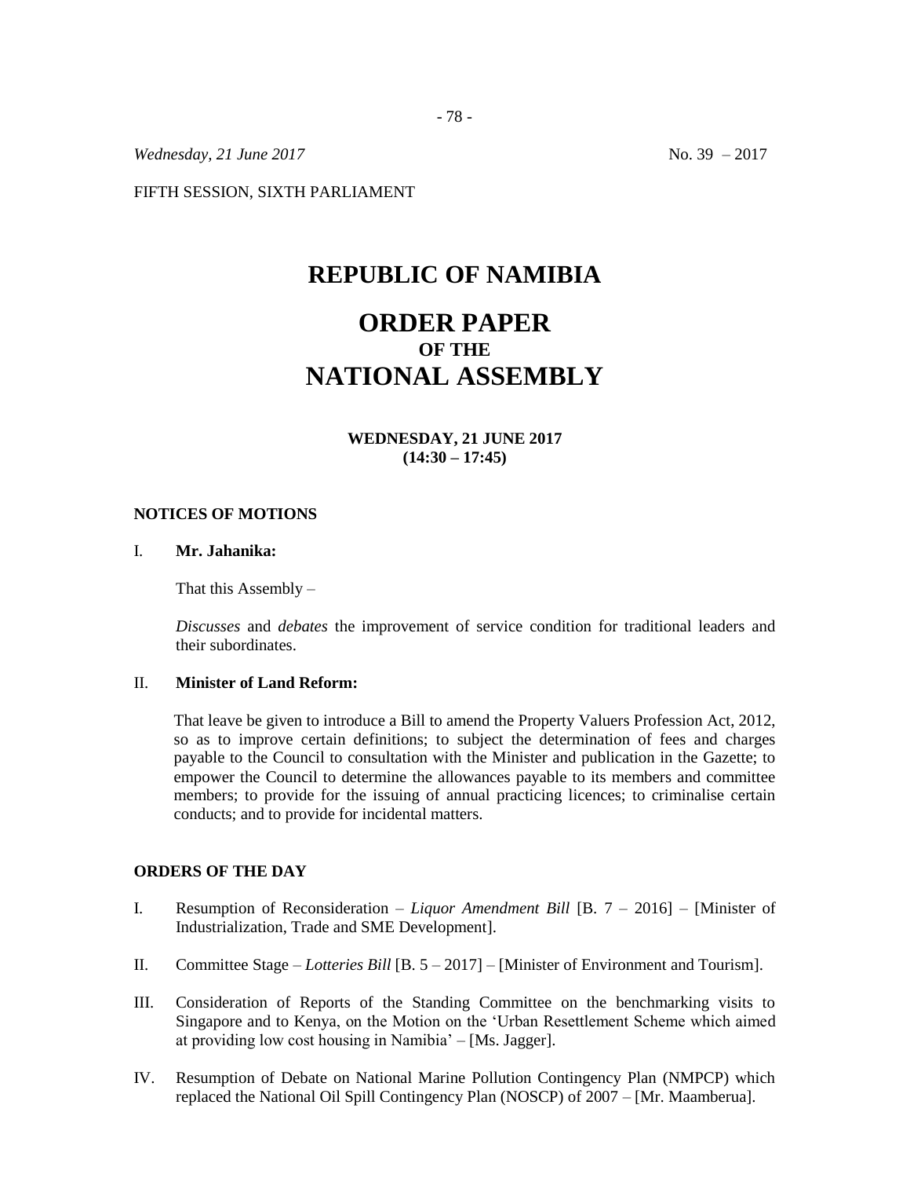*Wednesday, 21 June 2017* No. 39 – 2017

FIFTH SESSION, SIXTH PARLIAMENT

# REPUBLIC OF NAMIBIA

# ORDER PAPER
## OF THE
# NATIONAL ASSEMBLY

**WEDNESDAY, 21 JUNE 2017**
**(14:30 – 17:45)**

### NOTICES OF MOTIONS

I. **Mr. Jahanika:**

That this Assembly –

*Discusses* and *debates* the improvement of service condition for traditional leaders and their subordinates.

II. **Minister of Land Reform:**

That leave be given to introduce a Bill to amend the Property Valuers Profession Act, 2012, so as to improve certain definitions; to subject the determination of fees and charges payable to the Council to consultation with the Minister and publication in the Gazette; to empower the Council to determine the allowances payable to its members and committee members; to provide for the issuing of annual practicing licences; to criminalise certain conducts; and to provide for incidental matters.

### ORDERS OF THE DAY

I. Resumption of Reconsideration – *Liquor Amendment Bill* [B. 7 – 2016] – [Minister of Industrialization, Trade and SME Development].

II. Committee Stage – *Lotteries Bill* [B. 5 – 2017] – [Minister of Environment and Tourism].

III. Consideration of Reports of the Standing Committee on the benchmarking visits to Singapore and to Kenya, on the Motion on the 'Urban Resettlement Scheme which aimed at providing low cost housing in Namibia' – [Ms. Jagger].

IV. Resumption of Debate on National Marine Pollution Contingency Plan (NMPCP) which replaced the National Oil Spill Contingency Plan (NOSCP) of 2007 – [Mr. Maamberua].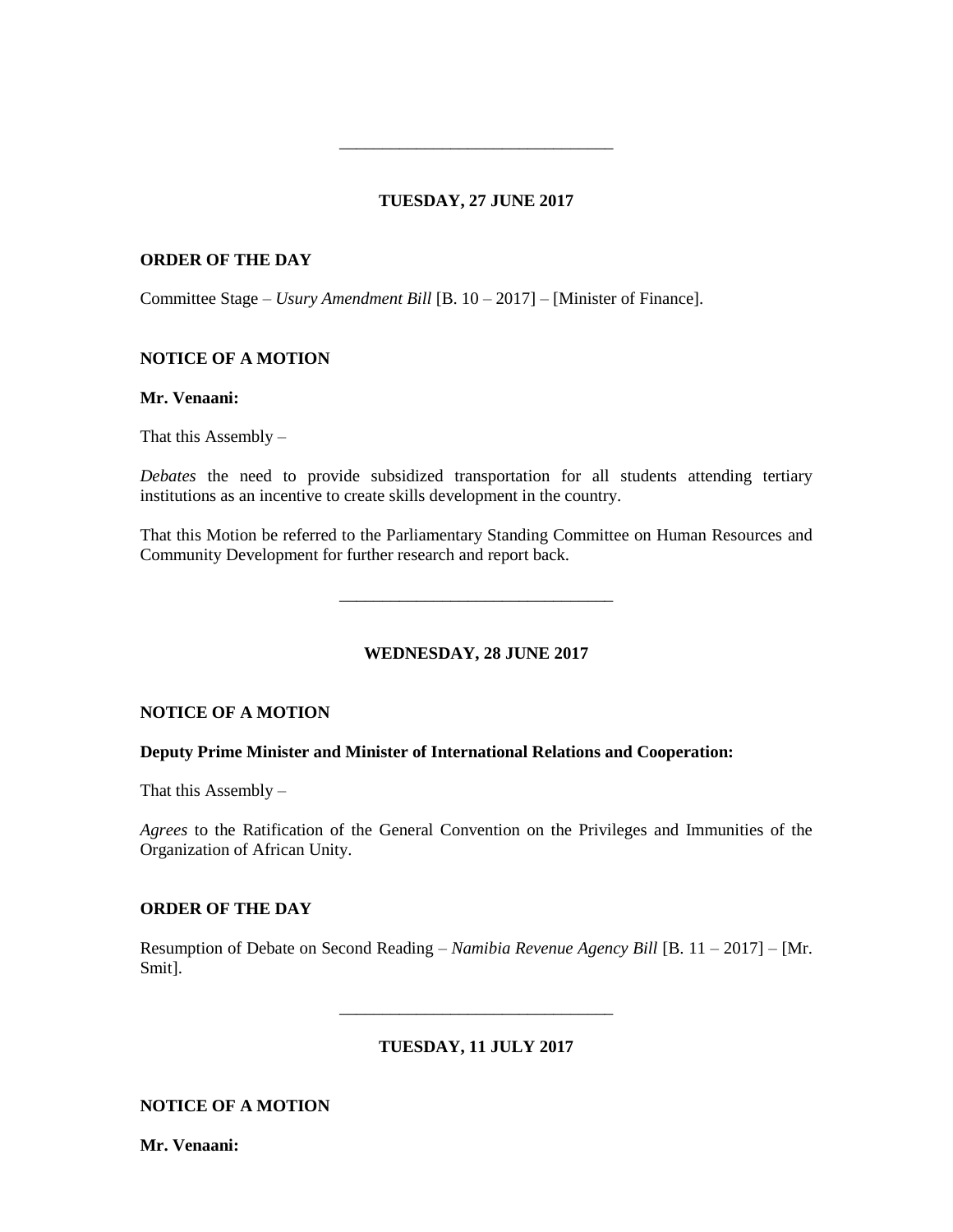---

**TUESDAY, 27 JUNE 2017**

**ORDER OF THE DAY**

Committee Stage – *Usury Amendment Bill* [B. 10 – 2017] – [Minister of Finance].

**NOTICE OF A MOTION**

**Mr. Venaani:**

That this Assembly –

*Debates* the need to provide subsidized transportation for all students attending tertiary institutions as an incentive to create skills development in the country.

That this Motion be referred to the Parliamentary Standing Committee on Human Resources and Community Development for further research and report back.

---

**WEDNESDAY, 28 JUNE 2017**

**NOTICE OF A MOTION**

**Deputy Prime Minister and Minister of International Relations and Cooperation:**

That this Assembly –

*Agrees* to the Ratification of the General Convention on the Privileges and Immunities of the Organization of African Unity.

**ORDER OF THE DAY**

Resumption of Debate on Second Reading – *Namibia Revenue Agency Bill* [B. 11 – 2017] – [Mr. Smit].

---

**TUESDAY, 11 JULY 2017**

**NOTICE OF A MOTION**

**Mr. Venaani:**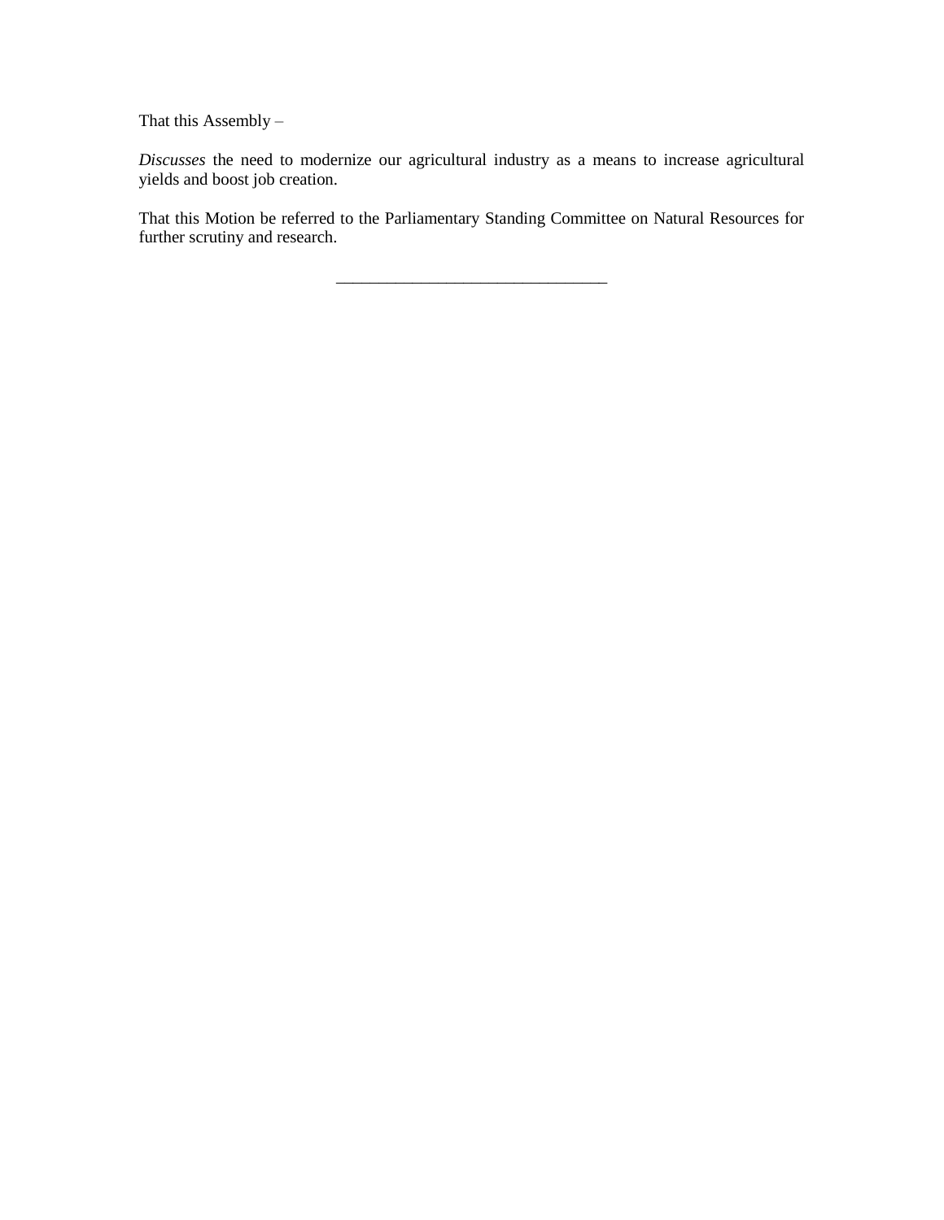That this Assembly –

*Discusses* the need to modernize our agricultural industry as a means to increase agricultural yields and boost job creation.

That this Motion be referred to the Parliamentary Standing Committee on Natural Resources for further scrutiny and research.

---